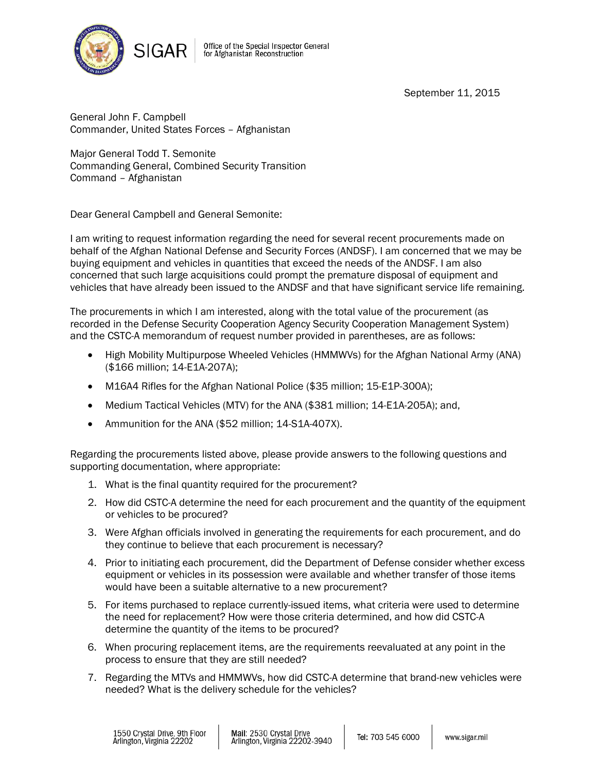SIGAR | Office of the Special Inspector General for Afghanistan Reconstruction

September 11, 2015

General John F. Campbell  
Commander, United States Forces – Afghanistan

Major General Todd T. Semonite  
Commanding General, Combined Security Transition Command – Afghanistan

Dear General Campbell and General Semonite:

I am writing to request information regarding the need for several recent procurements made on behalf of the Afghan National Defense and Security Forces (ANDSF). I am concerned that we may be buying equipment and vehicles in quantities that exceed the needs of the ANDSF. I am also concerned that such large acquisitions could prompt the premature disposal of equipment and vehicles that have already been issued to the ANDSF and that have significant service life remaining.

The procurements in which I am interested, along with the total value of the procurement (as recorded in the Defense Security Cooperation Agency Security Cooperation Management System) and the CSTC-A memorandum of request number provided in parentheses, are as follows:

- High Mobility Multipurpose Wheeled Vehicles (HMMWVs) for the Afghan National Army (ANA) ($166 million; 14-E1A-207A);
- M16A4 Rifles for the Afghan National Police ($35 million; 15-E1P-300A);
- Medium Tactical Vehicles (MTV) for the ANA ($381 million; 14-E1A-205A); and,
- Ammunition for the ANA ($52 million; 14-S1A-407X).

Regarding the procurements listed above, please provide answers to the following questions and supporting documentation, where appropriate:

1. What is the final quantity required for the procurement?
2. How did CSTC-A determine the need for each procurement and the quantity of the equipment or vehicles to be procured?
3. Were Afghan officials involved in generating the requirements for each procurement, and do they continue to believe that each procurement is necessary?
4. Prior to initiating each procurement, did the Department of Defense consider whether excess equipment or vehicles in its possession were available and whether transfer of those items would have been a suitable alternative to a new procurement?
5. For items purchased to replace currently-issued items, what criteria were used to determine the need for replacement? How were those criteria determined, and how did CSTC-A determine the quantity of the items to be procured?
6. When procuring replacement items, are the requirements reevaluated at any point in the process to ensure that they are still needed?
7. Regarding the MTVs and HMMWVs, how did CSTC-A determine that brand-new vehicles were needed? What is the delivery schedule for the vehicles?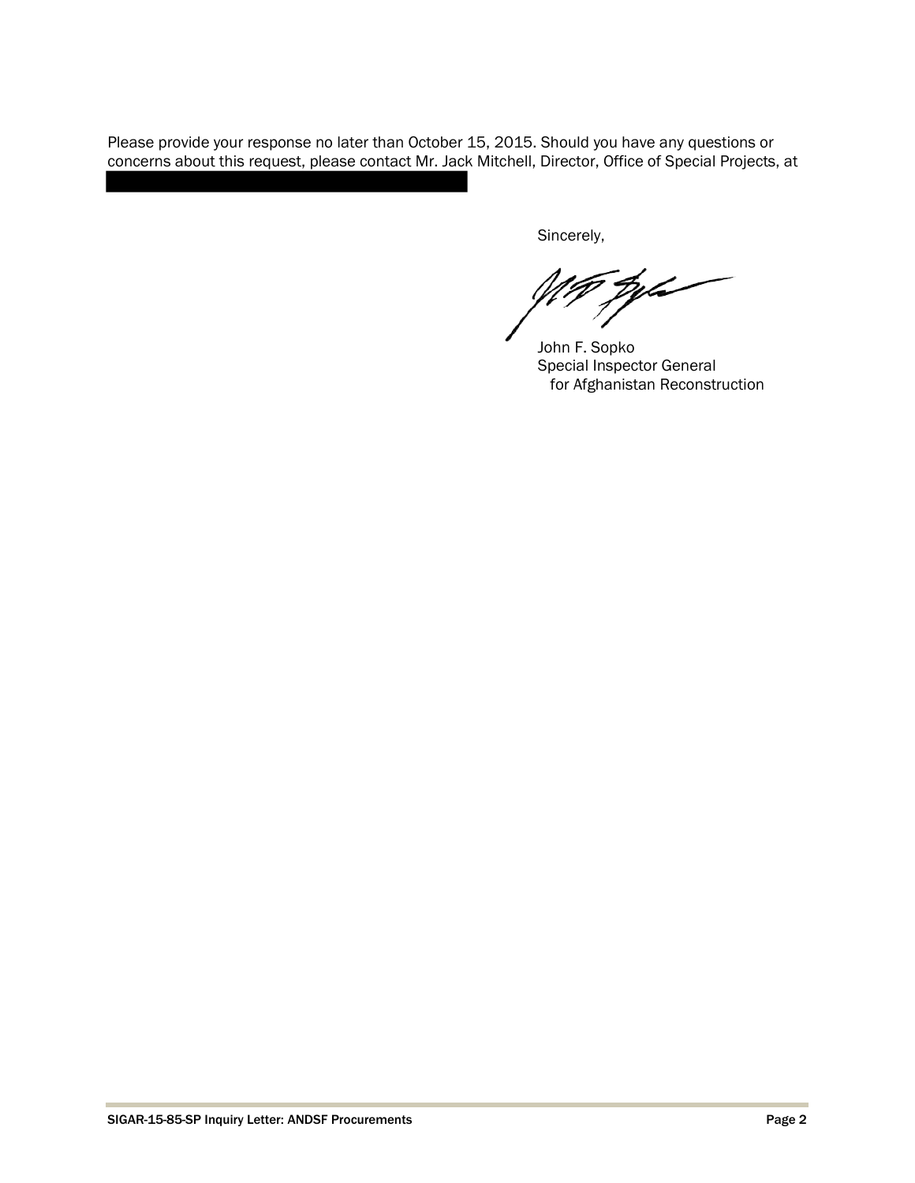Please provide your response no later than October 15, 2015. Should you have any questions or concerns about this request, please contact Mr. Jack Mitchell, Director, Office of Special Projects, at

Sincerely,

John F. Sopko
Special Inspector General
for Afghanistan Reconstruction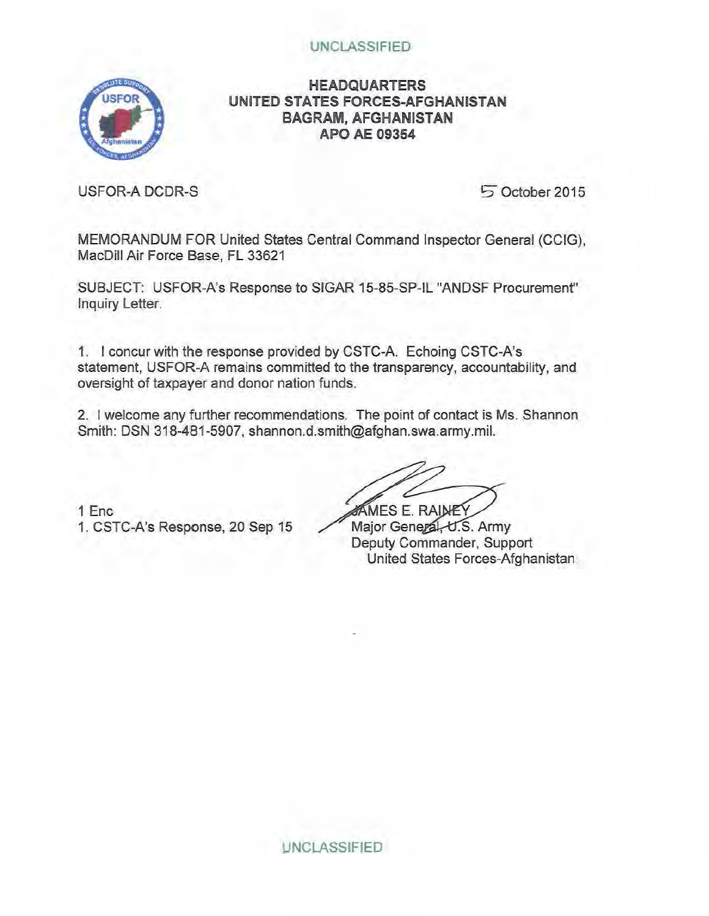UNCLASSIFIED

**HEADQUARTERS**
**UNITED STATES FORCES-AFGHANISTAN**
**BAGRAM, AFGHANISTAN**
**APO AE 09354**

USFOR-A DCDR-S

5 October 2015

MEMORANDUM FOR United States Central Command Inspector General (CCIG), MacDill Air Force Base, FL 33621

SUBJECT: USFOR-A's Response to SIGAR 15-85-SP-IL "ANDSF Procurement" Inquiry Letter.

1. I concur with the response provided by CSTC-A. Echoing CSTC-A's statement, USFOR-A remains committed to the transparency, accountability, and oversight of taxpayer and donor nation funds.

2. I welcome any further recommendations. The point of contact is Ms. Shannon Smith: DSN 318-481-5907, shannon.d.smith@afghan.swa.army.mil.

1 Enc
1. CSTC-A's Response, 20 Sep 15

JAMES E. RAINEY
Major General, U.S. Army
Deputy Commander, Support
United States Forces-Afghanistan

UNCLASSIFIED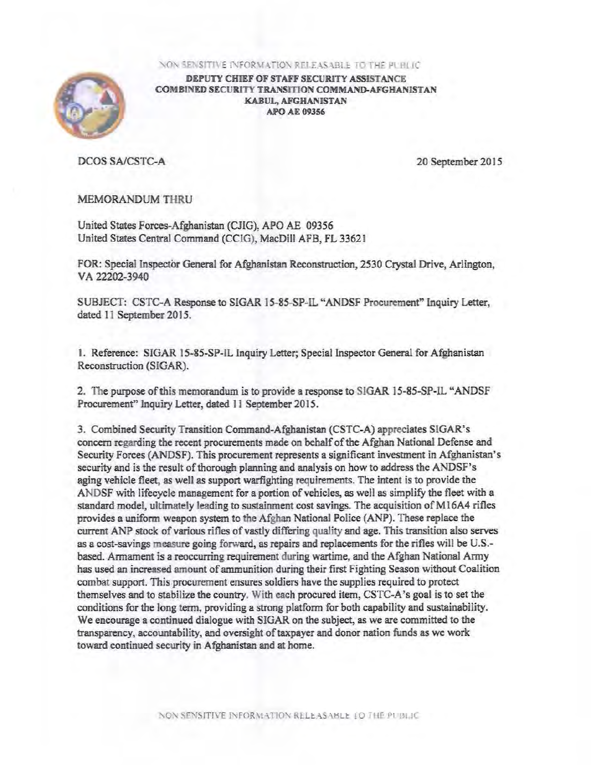NON SENSITIVE INFORMATION RELEASABLE TO THE PUBLIC

**DEPUTY CHIEF OF STAFF SECURITY ASSISTANCE**
**COMBINED SECURITY TRANSITION COMMAND-AFGHANISTAN**
**KABUL, AFGHANISTAN**
**APO AE 09356**

DCOS SA/CSTC-A

20 September 2015

MEMORANDUM THRU

United States Forces-Afghanistan (CJIG), APO AE 09356
United States Central Command (CCIG), MacDill AFB, FL 33621

FOR: Special Inspector General for Afghanistan Reconstruction, 2530 Crystal Drive, Arlington, VA 22202-3940

SUBJECT: CSTC-A Response to SIGAR 15-85-SP-IL "ANDSF Procurement" Inquiry Letter, dated 11 September 2015.

1. Reference: SIGAR 15-85-SP-IL Inquiry Letter; Special Inspector General for Afghanistan Reconstruction (SIGAR).

2. The purpose of this memorandum is to provide a response to SIGAR 15-85-SP-IL "ANDSF Procurement" Inquiry Letter, dated 11 September 2015.

3. Combined Security Transition Command-Afghanistan (CSTC-A) appreciates SIGAR's concern regarding the recent procurements made on behalf of the Afghan National Defense and Security Forces (ANDSF). This procurement represents a significant investment in Afghanistan's security and is the result of thorough planning and analysis on how to address the ANDSF's aging vehicle fleet, as well as support warfighting requirements. The intent is to provide the ANDSF with lifecycle management for a portion of vehicles, as well as simplify the fleet with a standard model, ultimately leading to sustainment cost savings. The acquisition of M16A4 rifles provides a uniform weapon system to the Afghan National Police (ANP). These replace the current ANP stock of various rifles of vastly differing quality and age. This transition also serves as a cost-savings measure going forward, as repairs and replacements for the rifles will be U.S.-based. Armament is a reoccurring requirement during wartime, and the Afghan National Army has used an increased amount of ammunition during their first Fighting Season without Coalition combat support. This procurement ensures soldiers have the supplies required to protect themselves and to stabilize the country. With each procured item, CSTC-A's goal is to set the conditions for the long term, providing a strong platform for both capability and sustainability. We encourage a continued dialogue with SIGAR on the subject, as we are committed to the transparency, accountability, and oversight of taxpayer and donor nation funds as we work toward continued security in Afghanistan and at home.

NON SENSITIVE INFORMATION RELEASABLE TO THE PUBLIC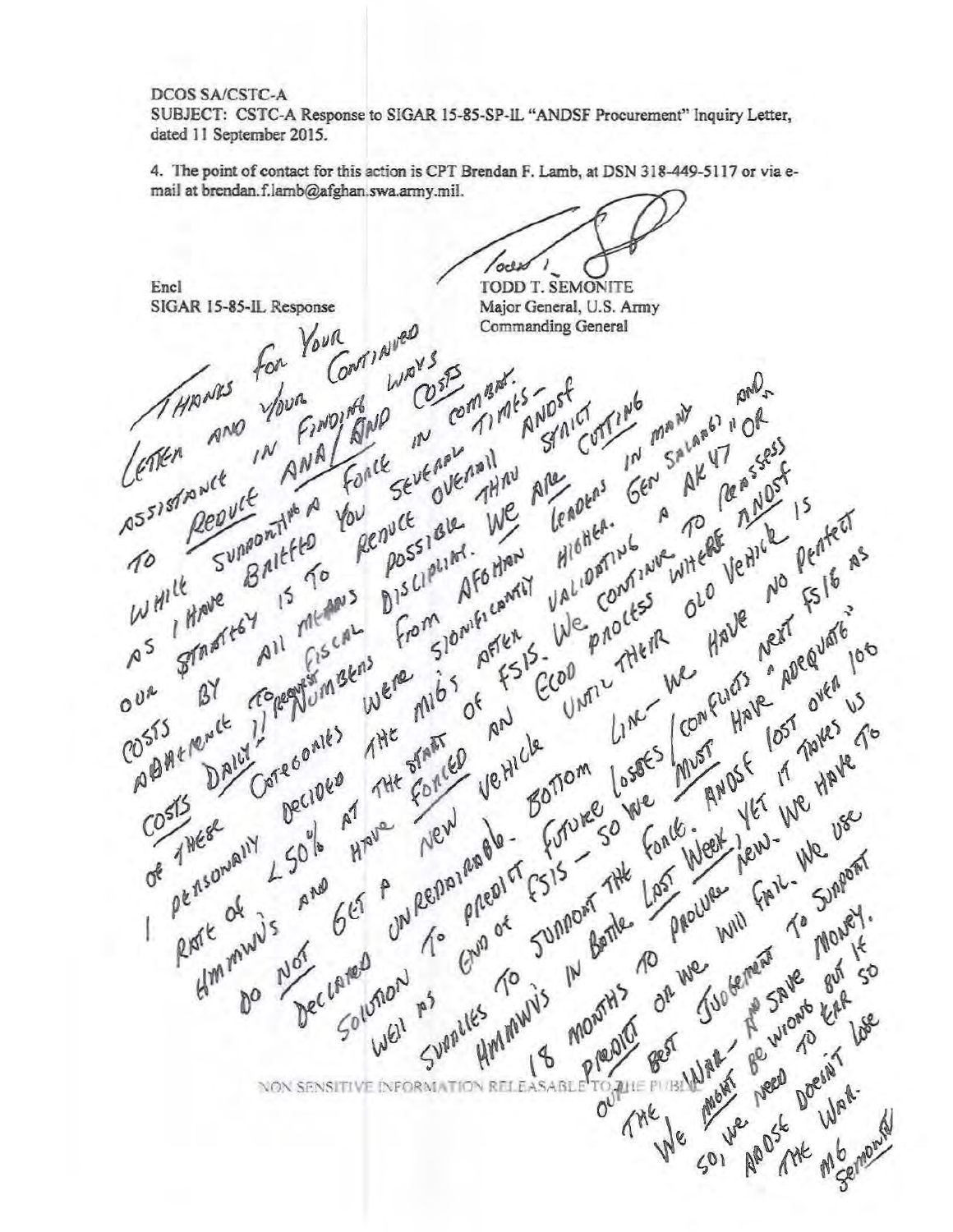DCOS SA/CSTC-A

SUBJECT: CSTC-A Response to SIGAR 15-85-SP-IL "ANDSF Procurement" Inquiry Letter, dated 11 September 2015.

4. The point of contact for this action is CPT Brendan F. Lamb, at DSN 318-449-5117 or via e-mail at brendan.f.lamb@afghan.swa.army.mil.

Todd !

TODD T. SEMONITE
Major General, U.S. Army
Commanding General

Encl
SIGAR 15-85-IL Response

THANKS FOR YOUR LETTER AND YOUR CONTINUED ASSISTANCE IN FINDING WAYS TO REDUCE ANA/ANP COSTS WHILE SUPPORTING A FORCE IN COMBAT. AS I HAVE BRIEFED YOU SEVERAL TIMES - OUR STRATEGY IS TO REDUCE OVERALL ANDSF COSTS BY ALL MEANS POSSIBLE THRU STRICT ADHERENCE TO FISCAL DISCIPLINE. WE ARE CUTTING COSTS DAILY!! REQUEST NUMBERS FROM AFGHAN LEADERS IN MANY OF THESE CATEGORIES WERE SIGNIFICANTLY HIGHER. GEN SALANGI AND I PERSONALLY DECIDED THE MIGS AFTER VALIDATING A "AK47 OR RATE OF <50% AT THE START OF FSIS. WE CONTINUE TO REASSESS HMMWVS AND HAVE FORCED AN ECOD PROCESS WHERE ANDSF DO NOT GET A NEW VEHICLE UNTIL THEIR OLD VEHICLE IS DECLARED UNREPAIRABLE. BOTTOM LINE - WE HAVE NO PERFECT SOLUTION TO PREDICT FUTURE LOSSES / CONFLICTS NEXT FS16 AS WELL AS END OF FSIS - SO WE MUST HAVE "ADEQUATE" SUPPLIES TO SUPPORT THE FORCE. ANDSF LOST OVER 100 HMMWVS IN BATTLE LAST WEEK, YET IT TAKES US 18 MONTHS TO PROCURE NEW. WE HAVE TO PREDICT OR WE WILL FAIL. WE USE OUR BEST JUDGEMENT TO SUPPORT THE WAR - AND SAVE MONEY. WE MIGHT BE WRONG BUT IF SO, WE NEED TO ERR SO ANDSF DOESN'T LOSE THE WAR.

MG SEMONITE

NON SENSITIVE INFORMATION RELEASABLE TO THE PUBLIC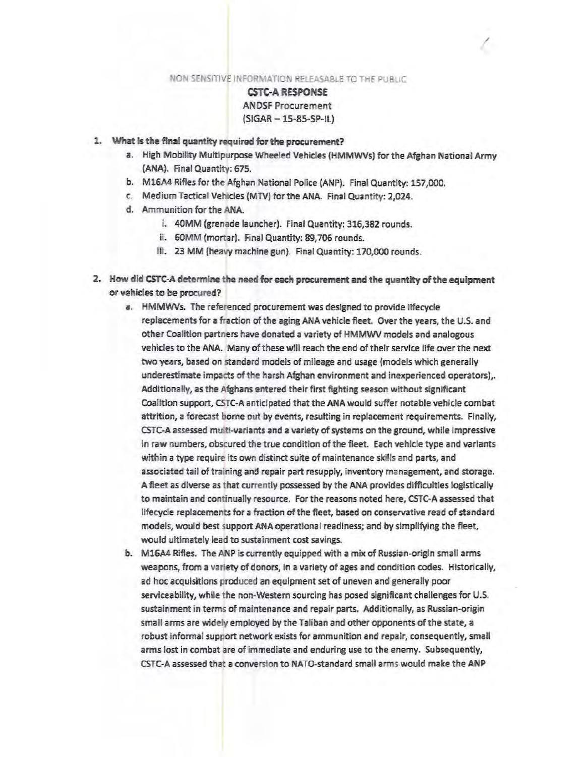NON SENSITIVE INFORMATION RELEASABLE TO THE PUBLIC

**CSTC-A RESPONSE**

ANDSF Procurement

(SIGAR – 15-85-SP-IL)

1. **What is the final quantity required for the procurement?**
   a. High Mobility Multipurpose Wheeled Vehicles (HMMWVs) for the Afghan National Army (ANA). Final Quantity: 675.
   b. M16A4 Rifles for the Afghan National Police (ANP). Final Quantity: 157,000.
   c. Medium Tactical Vehicles (MTV) for the ANA. Final Quantity: 2,024.
   d. Ammunition for the ANA.
      i. 40MM (grenade launcher). Final Quantity: 316,382 rounds.
      ii. 60MM (mortar). Final Quantity: 89,706 rounds.
      iii. 23 MM (heavy machine gun). Final Quantity: 170,000 rounds.

2. **How did CSTC-A determine the need for each procurement and the quantity of the equipment or vehicles to be procured?**
   a. HMMWVs. The referenced procurement was designed to provide lifecycle replacements for a fraction of the aging ANA vehicle fleet. Over the years, the U.S. and other Coalition partners have donated a variety of HMMWV models and analogous vehicles to the ANA. Many of these will reach the end of their service life over the next two years, based on standard models of mileage and usage (models which generally underestimate impacts of the harsh Afghan environment and inexperienced operators),. Additionally, as the Afghans entered their first fighting season without significant Coalition support, CSTC-A anticipated that the ANA would suffer notable vehicle combat attrition, a forecast borne out by events, resulting in replacement requirements. Finally, CSTC-A assessed multi-variants and a variety of systems on the ground, while impressive in raw numbers, obscured the true condition of the fleet. Each vehicle type and variants within a type require its own distinct suite of maintenance skills and parts, and associated tail of training and repair part resupply, inventory management, and storage. A fleet as diverse as that currently possessed by the ANA provides difficulties logistically to maintain and continually resource. For the reasons noted here, CSTC-A assessed that lifecycle replacements for a fraction of the fleet, based on conservative read of standard models, would best support ANA operational readiness; and by simplifying the fleet, would ultimately lead to sustainment cost savings.
   b. M16A4 Rifles. The ANP is currently equipped with a mix of Russian-origin small arms weapons, from a variety of donors, in a variety of ages and condition codes. Historically, ad hoc acquisitions produced an equipment set of uneven and generally poor serviceability, while the non-Western sourcing has posed significant challenges for U.S. sustainment in terms of maintenance and repair parts. Additionally, as Russian-origin small arms are widely employed by the Taliban and other opponents of the state, a robust informal support network exists for ammunition and repair, consequently, small arms lost in combat are of immediate and enduring use to the enemy. Subsequently, CSTC-A assessed that a conversion to NATO-standard small arms would make the ANP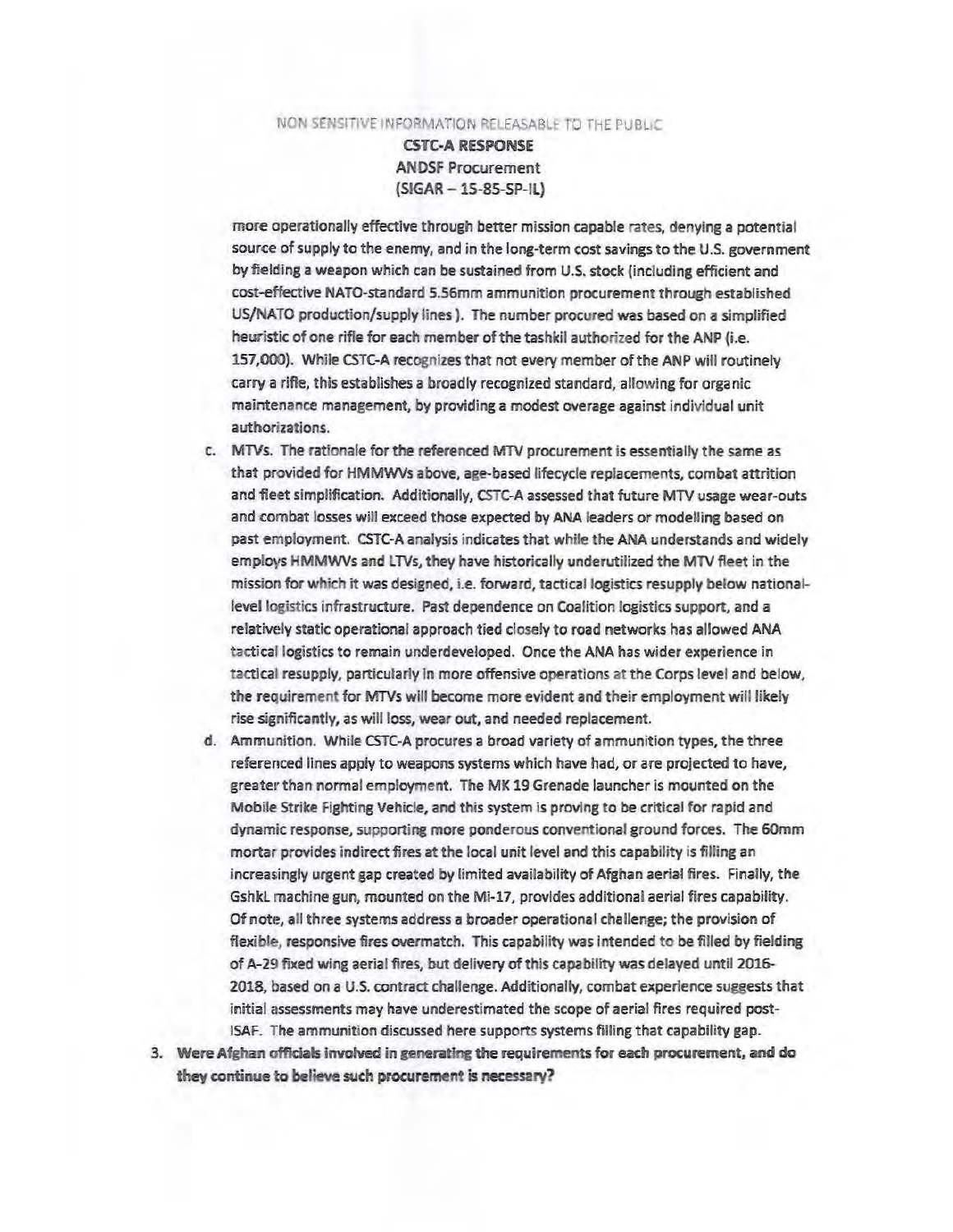NON SENSITIVE INFORMATION RELEASABLE TO THE PUBLIC

**CSTC-A RESPONSE**
ANDSF Procurement
(SIGAR – 15-85-SP-IL)

more operationally effective through better mission capable rates, denying a potential source of supply to the enemy, and in the long-term cost savings to the U.S. government by fielding a weapon which can be sustained from U.S. stock (including efficient and cost-effective NATO-standard 5.56mm ammunition procurement through established US/NATO production/supply lines ). The number procured was based on a simplified heuristic of one rifle for each member of the tashkil authorized for the ANP (i.e. 157,000). While CSTC-A recognizes that not every member of the ANP will routinely carry a rifle, this establishes a broadly recognized standard, allowing for organic maintenance management, by providing a modest overage against individual unit authorizations.

c. MTVs. The rationale for the referenced MTV procurement is essentially the same as that provided for HMMWVs above, age-based lifecycle replacements, combat attrition and fleet simplification. Additionally, CSTC-A assessed that future MTV usage wear-outs and combat losses will exceed those expected by ANA leaders or modelling based on past employment. CSTC-A analysis indicates that while the ANA understands and widely employs HMMWVs and LTVs, they have historically underutilized the MTV fleet in the mission for which it was designed, i.e. forward, tactical logistics resupply below national-level logistics infrastructure. Past dependence on Coalition logistics support, and a relatively static operational approach tied closely to road networks has allowed ANA tactical logistics to remain underdeveloped. Once the ANA has wider experience in tactical resupply, particularly in more offensive operations at the Corps level and below, the requirement for MTVs will become more evident and their employment will likely rise significantly, as will loss, wear out, and needed replacement.

d. Ammunition. While CSTC-A procures a broad variety of ammunition types, the three referenced lines apply to weapons systems which have had, or are projected to have, greater than normal employment. The MK 19 Grenade launcher is mounted on the Mobile Strike Fighting Vehicle, and this system is proving to be critical for rapid and dynamic response, supporting more ponderous conventional ground forces. The 60mm mortar provides indirect fires at the local unit level and this capability is filling an increasingly urgent gap created by limited availability of Afghan aerial fires. Finally, the GshkL machine gun, mounted on the Mi-17, provides additional aerial fires capability. Of note, all three systems address a broader operational challenge; the provision of flexible, responsive fires overmatch. This capability was intended to be filled by fielding of A-29 fixed wing aerial fires, but delivery of this capability was delayed until 2016-2018, based on a U.S. contract challenge. Additionally, combat experience suggests that initial assessments may have underestimated the scope of aerial fires required post-ISAF. The ammunition discussed here supports systems filling that capability gap.

3. **Were Afghan officials involved in generating the requirements for each procurement, and do they continue to believe such procurement is necessary?**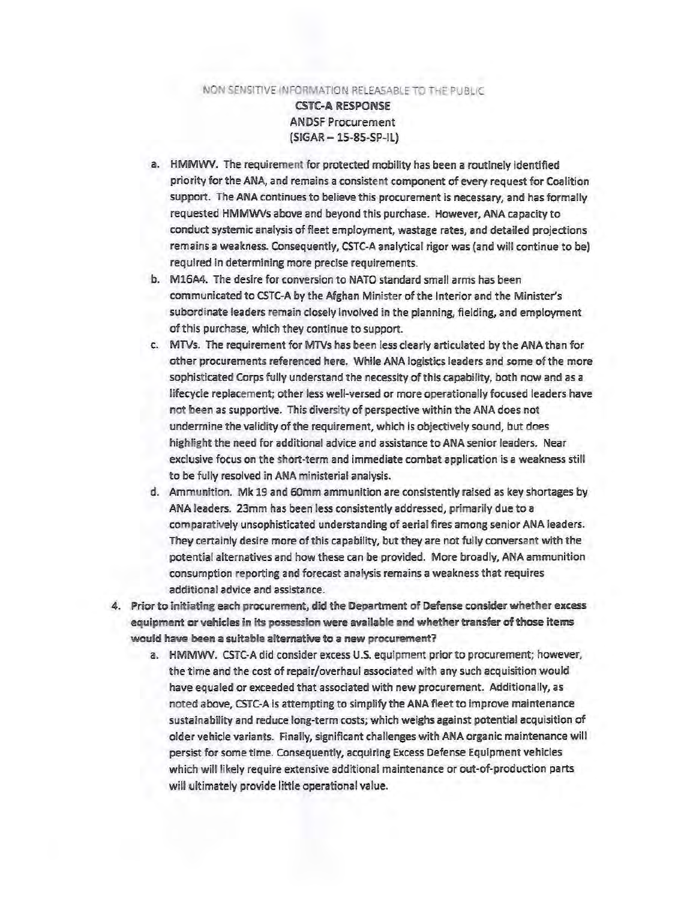NON SENSITIVE INFORMATION RELEASABLE TO THE PUBLIC

**CSTC-A RESPONSE**
ANDSF Procurement
(SIGAR – 15-85-SP-IL)

a. HMMWV. The requirement for protected mobility has been a routinely identified priority for the ANA, and remains a consistent component of every request for Coalition support. The ANA continues to believe this procurement is necessary, and has formally requested HMMWVs above and beyond this purchase. However, ANA capacity to conduct systemic analysis of fleet employment, wastage rates, and detailed projections remains a weakness. Consequently, CSTC-A analytical rigor was (and will continue to be) required in determining more precise requirements.

b. M16A4. The desire for conversion to NATO standard small arms has been communicated to CSTC-A by the Afghan Minister of the Interior and the Minister's subordinate leaders remain closely involved in the planning, fielding, and employment of this purchase, which they continue to support.

c. MTVs. The requirement for MTVs has been less clearly articulated by the ANA than for other procurements referenced here. While ANA logistics leaders and some of the more sophisticated Corps fully understand the necessity of this capability, both now and as a lifecycle replacement; other less well-versed or more operationally focused leaders have not been as supportive. This diversity of perspective within the ANA does not undermine the validity of the requirement, which is objectively sound, but does highlight the need for additional advice and assistance to ANA senior leaders. Near exclusive focus on the short-term and immediate combat application is a weakness still to be fully resolved in ANA ministerial analysis.

d. Ammunition. Mk 19 and 60mm ammunition are consistently raised as key shortages by ANA leaders. 23mm has been less consistently addressed, primarily due to a comparatively unsophisticated understanding of aerial fires among senior ANA leaders. They certainly desire more of this capability, but they are not fully conversant with the potential alternatives and how these can be provided. More broadly, ANA ammunition consumption reporting and forecast analysis remains a weakness that requires additional advice and assistance.

4. **Prior to initiating each procurement, did the Department of Defense consider whether excess equipment or vehicles in its possession were available and whether transfer of those items would have been a suitable alternative to a new procurement?**

   a. HMMWV. CSTC-A did consider excess U.S. equipment prior to procurement; however, the time and the cost of repair/overhaul associated with any such acquisition would have equaled or exceeded that associated with new procurement. Additionally, as noted above, CSTC-A is attempting to simplify the ANA fleet to improve maintenance sustainability and reduce long-term costs; which weighs against potential acquisition of older vehicle variants. Finally, significant challenges with ANA organic maintenance will persist for some time. Consequently, acquiring Excess Defense Equipment vehicles which will likely require extensive additional maintenance or out-of-production parts will ultimately provide little operational value.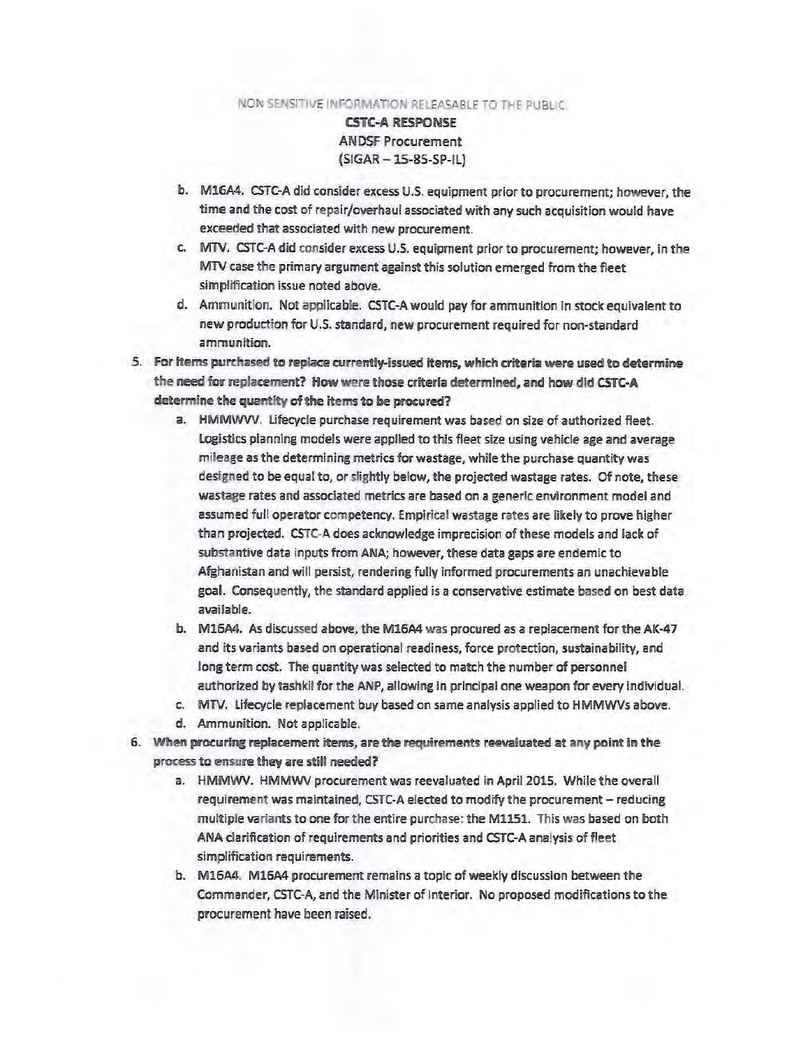NON SENSITIVE INFORMATION RELEASABLE TO THE PUBLIC

**CSTC-A RESPONSE**

ANDSF Procurement

(SIGAR – 15-85-SP-IL)

   b. M16A4. CSTC-A did consider excess U.S. equipment prior to procurement; however, the time and the cost of repair/overhaul associated with any such acquisition would have exceeded that associated with new procurement.

   c. MTV. CSTC-A did consider excess U.S. equipment prior to procurement; however, in the MTV case the primary argument against this solution emerged from the fleet simplification issue noted above.

   d. Ammunition. Not applicable. CSTC-A would pay for ammunition in stock equivalent to new production for U.S. standard, new procurement required for non-standard ammunition.

5. **For items purchased to replace currently-issued items, which criteria were used to determine the need for replacement? How were those criteria determined, and how did CSTC-A determine the quantity of the items to be procured?**

   a. HMMWV. Lifecycle purchase requirement was based on size of authorized fleet. Logistics planning models were applied to this fleet size using vehicle age and average mileage as the determining metrics for wastage, while the purchase quantity was designed to be equal to, or slightly below, the projected wastage rates. Of note, these wastage rates and associated metrics are based on a generic environment model and assumed full operator competency. Empirical wastage rates are likely to prove higher than projected. CSTC-A does acknowledge imprecision of these models and lack of substantive data inputs from ANA; however, these data gaps are endemic to Afghanistan and will persist, rendering fully informed procurements an unachievable goal. Consequently, the standard applied is a conservative estimate based on best data available.

   b. M16A4. As discussed above, the M16A4 was procured as a replacement for the AK-47 and its variants based on operational readiness, force protection, sustainability, and long term cost. The quantity was selected to match the number of personnel authorized by tashkil for the ANP, allowing in principal one weapon for every individual.

   c. MTV. Lifecycle replacement buy based on same analysis applied to HMMWVs above.

   d. Ammunition. Not applicable.

6. **When procuring replacement items, are the requirements reevaluated at any point in the process to ensure they are still needed?**

   a. HMMWV. HMMWV procurement was reevaluated in April 2015. While the overall requirement was maintained, CSTC-A elected to modify the procurement – reducing multiple variants to one for the entire purchase: the M1151. This was based on both ANA clarification of requirements and priorities and CSTC-A analysis of fleet simplification requirements.

   b. M16A4. M16A4 procurement remains a topic of weekly discussion between the Commander, CSTC-A, and the Minister of Interior. No proposed modifications to the procurement have been raised.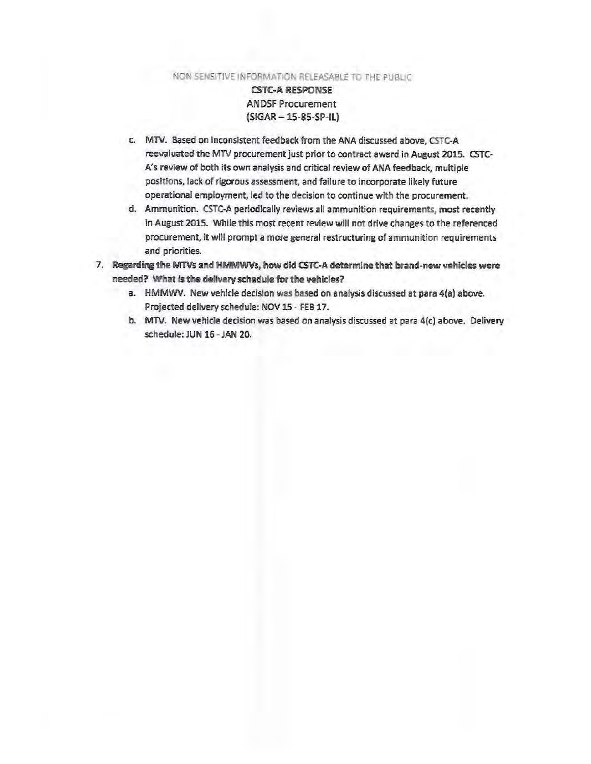NON SENSITIVE INFORMATION RELEASABLE TO THE PUBLIC

**CSTC-A RESPONSE**
ANDSF Procurement
(SIGAR – 15-85-SP-IL)

c. MTV. Based on inconsistent feedback from the ANA discussed above, CSTC-A reevaluated the MTV procurement just prior to contract award in August 2015. CSTC-A's review of both its own analysis and critical review of ANA feedback, multiple positions, lack of rigorous assessment, and failure to incorporate likely future operational employment, led to the decision to continue with the procurement.

d. Ammunition. CSTC-A periodically reviews all ammunition requirements, most recently in August 2015. While this most recent review will not drive changes to the referenced procurement, it will prompt a more general restructuring of ammunition requirements and priorities.

7. **Regarding the MTVs and HMMWVs, how did CSTC-A determine that brand-new vehicles were needed? What is the delivery schedule for the vehicles?**

   a. HMMWV. New vehicle decision was based on analysis discussed at para 4(a) above. Projected delivery schedule: NOV 15 - FEB 17.

   b. MTV. New vehicle decision was based on analysis discussed at para 4(c) above. Delivery schedule: JUN 16 - JAN 20.